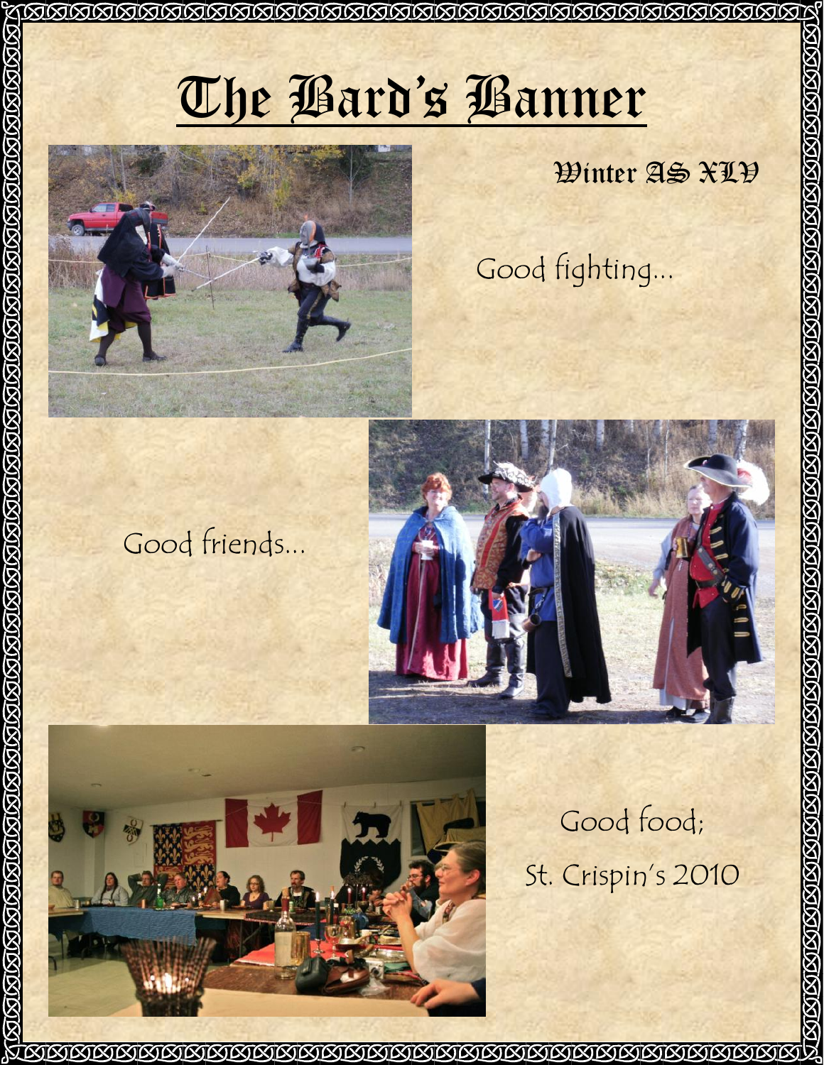# The Bard's Banner

**Winter AS XLV**

Good fighting...

Good friends...

Good food;

St. Crispin's 2010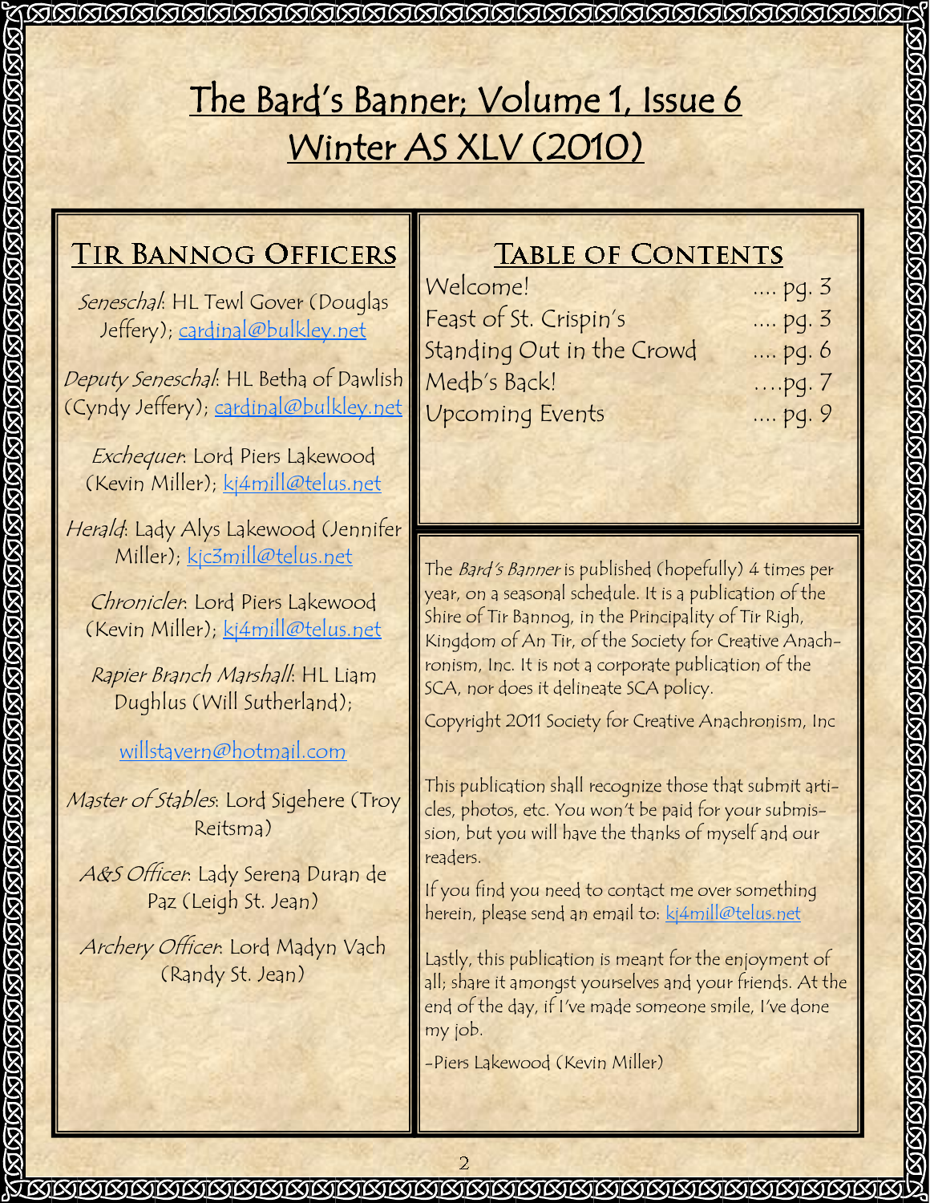# The Bard's Banner; Volume 1, Issue 6
# Winter AS XLV (2010)

## Tir Bannog Officers

*Seneschal*: HL Tewl Gover (Douglas Jeffery); cardinal@bulkley.net

*Deputy Seneschal*: HL Betha of Dawlish (Cyndy Jeffery); cardinal@bulkley.net

*Exchequer*: Lord Piers Lakewood (Kevin Miller); kj4mill@telus.net

*Herald*: Lady Alys Lakewood (Jennifer Miller); kjc3mill@telus.net

*Chronicler*: Lord Piers Lakewood (Kevin Miller); kj4mill@telus.net

*Rapier Branch Marshall*: HL Liam Dughlus (Will Sutherland);

willstavern@hotmail.com

*Master of Stables*: Lord Sigehere (Troy Reitsma)

*A&S Officer*: Lady Serena Duran de Paz (Leigh St. Jean)

*Archery Officer*: Lord Madyn Vach (Randy St. Jean)

## Table of Contents

| | |
|---|---|
| Welcome! | .... pg. 3 |
| Feast of St. Crispin's | .... pg. 3 |
| Standing Out in the Crowd | .... pg. 6 |
| Medb's Back! | ....pg. 7 |
| Upcoming Events | .... pg. 9 |

The *Bard's Banner* is published (hopefully) 4 times per year, on a seasonal schedule. It is a publication of the Shire of Tir Bannog, in the Principality of Tir Righ, Kingdom of An Tir, of the Society for Creative Anachronism, Inc. It is not a corporate publication of the SCA, nor does it delineate SCA policy.

Copyright 2011 Society for Creative Anachronism, Inc

This publication shall recognize those that submit articles, photos, etc. You won't be paid for your submission, but you will have the thanks of myself and our readers.

If you find you need to contact me over something herein, please send an email to: kj4mill@telus.net

Lastly, this publication is meant for the enjoyment of all; share it amongst yourselves and your friends. At the end of the day, if I've made someone smile, I've done my job.

-Piers Lakewood (Kevin Miller)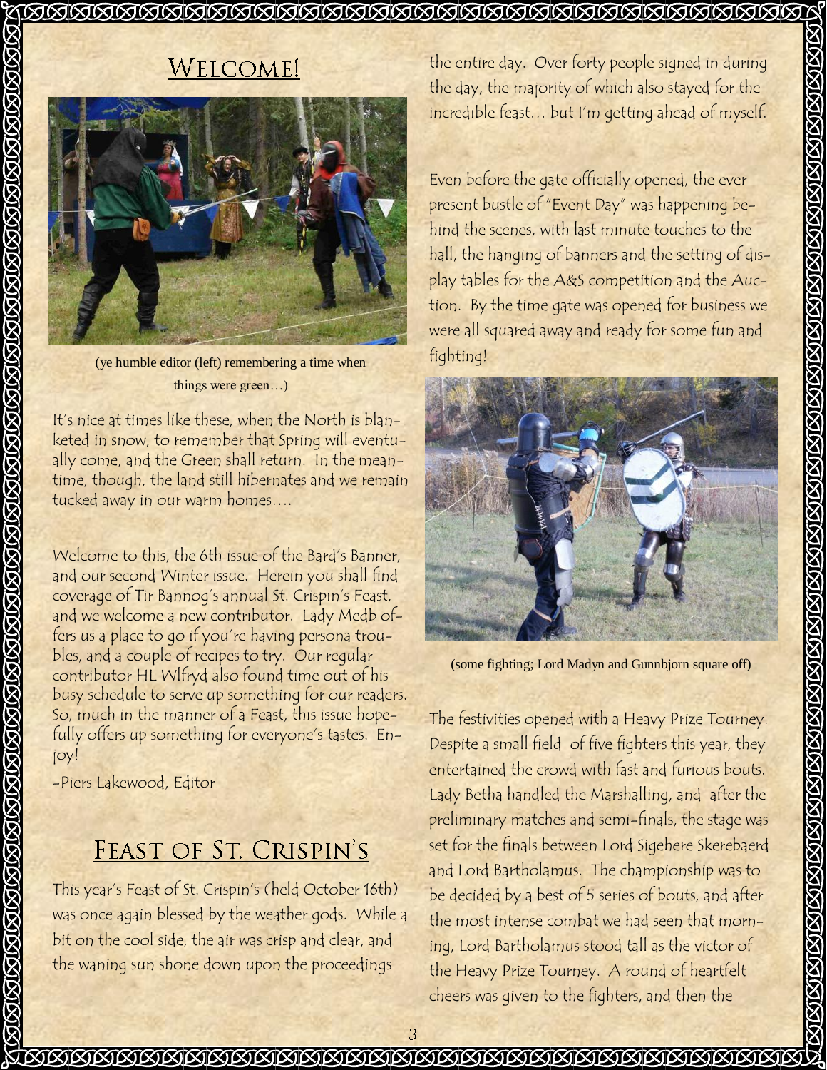## Welcome!

(ye humble editor (left) remembering a time when things were green…)

It's nice at times like these, when the North is blanketed in snow, to remember that Spring will eventually come, and the Green shall return. In the meantime, though, the land still hibernates and we remain tucked away in our warm homes….

Welcome to this, the 6th issue of the Bard's Banner, and our second Winter issue. Herein you shall find coverage of Tir Bannog's annual St. Crispin's Feast, and we welcome a new contributor. Lady Medb offers us a place to go if you're having persona troubles, and a couple of recipes to try. Our regular contributor HL Wlfryd also found time out of his busy schedule to serve up something for our readers. So, much in the manner of a Feast, this issue hopefully offers up something for everyone's tastes. Enjoy!

-Piers Lakewood, Editor

## Feast of St. Crispin's

This year's Feast of St. Crispin's (held October 16th) was once again blessed by the weather gods. While a bit on the cool side, the air was crisp and clear, and the waning sun shone down upon the proceedings the entire day. Over forty people signed in during the day, the majority of which also stayed for the incredible feast… but I'm getting ahead of myself.

Even before the gate officially opened, the ever present bustle of "Event Day" was happening behind the scenes, with last minute touches to the hall, the hanging of banners and the setting of display tables for the A&S competition and the Auction. By the time gate was opened for business we were all squared away and ready for some fun and fighting!

(some fighting; Lord Madyn and Gunnbjorn square off)

The festivities opened with a Heavy Prize Tourney. Despite a small field of five fighters this year, they entertained the crowd with fast and furious bouts. Lady Betha handled the Marshalling, and after the preliminary matches and semi-finals, the stage was set for the finals between Lord Sigehere Skerebaerd and Lord Bartholamus. The championship was to be decided by a best of 5 series of bouts, and after the most intense combat we had seen that morning, Lord Bartholamus stood tall as the victor of the Heavy Prize Tourney. A round of heartfelt cheers was given to the fighters, and then the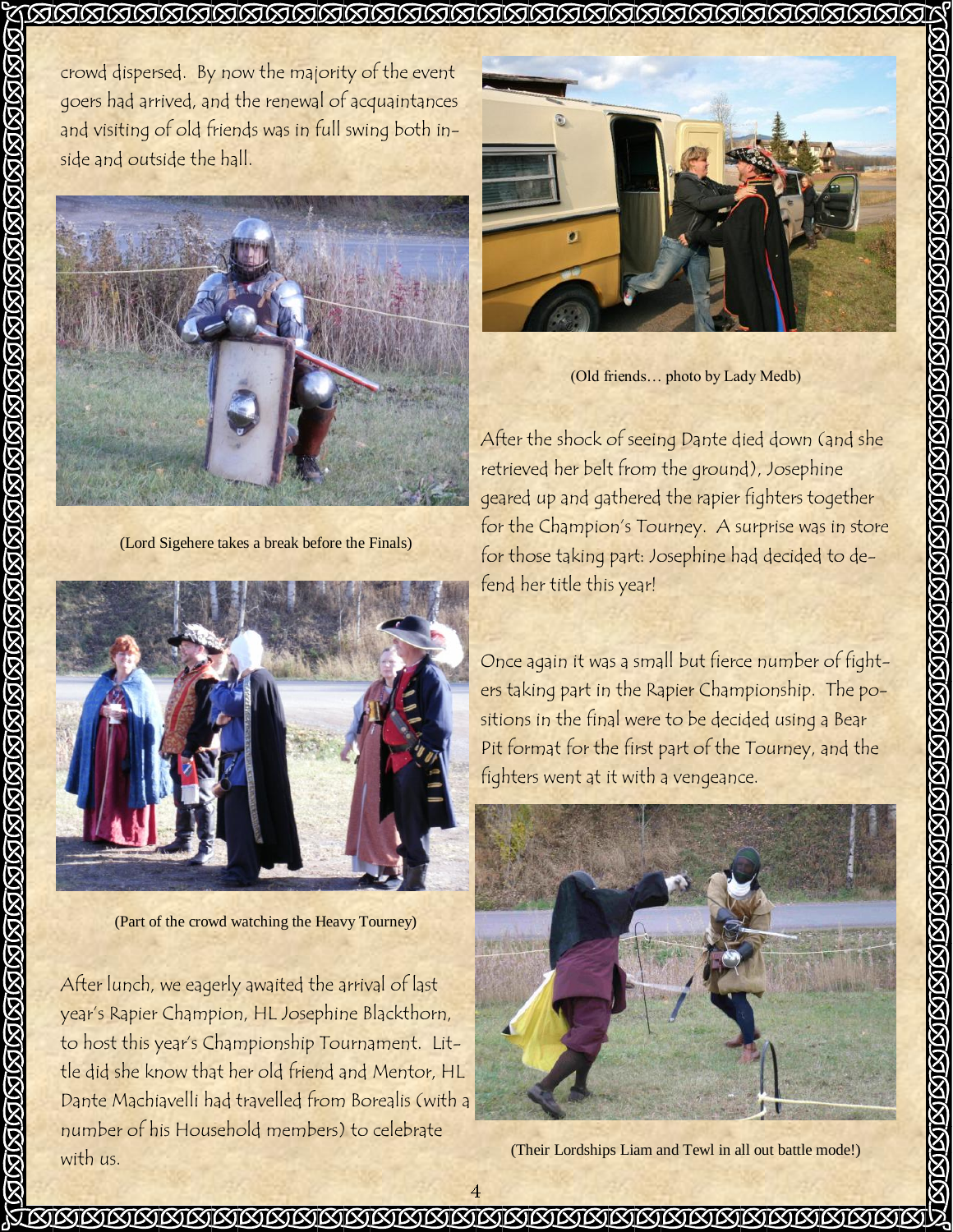crowd dispersed. By now the majority of the event goers had arrived, and the renewal of acquaintances and visiting of old friends was in full swing both inside and outside the hall.

(Lord Sigehere takes a break before the Finals)

(Part of the crowd watching the Heavy Tourney)

After lunch, we eagerly awaited the arrival of last year's Rapier Champion, HL Josephine Blackthorn, to host this year's Championship Tournament. Little did she know that her old friend and Mentor, HL Dante Machiavelli had travelled from Borealis (with a number of his Household members) to celebrate with us.

(Old friends… photo by Lady Medb)

After the shock of seeing Dante died down (and she retrieved her belt from the ground), Josephine geared up and gathered the rapier fighters together for the Champion's Tourney. A surprise was in store for those taking part: Josephine had decided to defend her title this year!

Once again it was a small but fierce number of fighters taking part in the Rapier Championship. The positions in the final were to be decided using a Bear Pit format for the first part of the Tourney, and the fighters went at it with a vengeance.

(Their Lordships Liam and Tewl in all out battle mode!)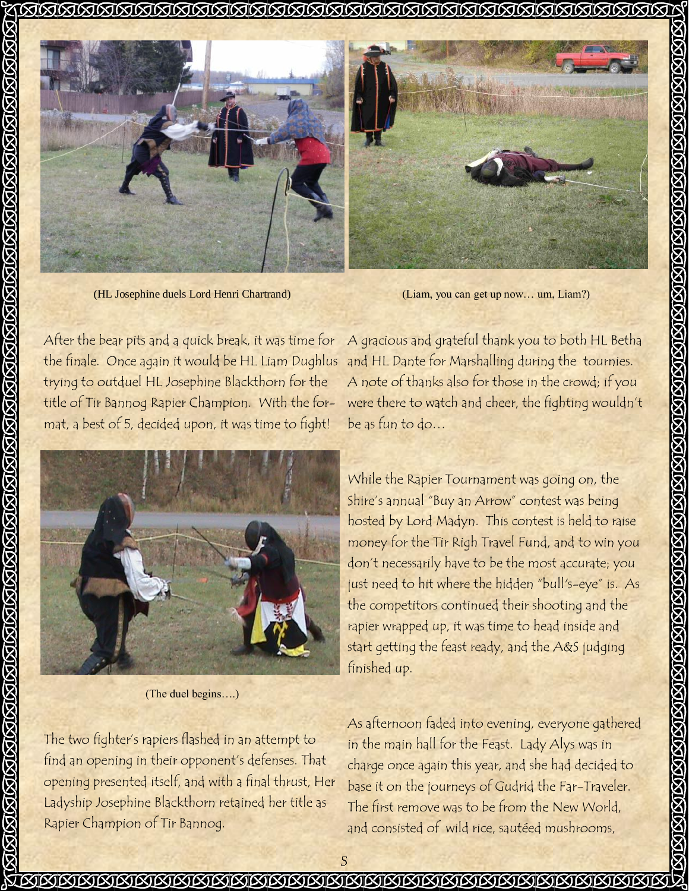(HL Josephine duels Lord Henri Chartrand)

(Liam, you can get up now… um, Liam?)

After the bear pits and a quick break, it was time for the finale. Once again it would be HL Liam Dughlus trying to outduel HL Josephine Blackthorn for the title of Tir Bannog Rapier Champion. With the format, a best of 5, decided upon, it was time to fight!

(The duel begins….)

The two fighter's rapiers flashed in an attempt to find an opening in their opponent's defenses. That opening presented itself, and with a final thrust, Her Ladyship Josephine Blackthorn retained her title as Rapier Champion of Tir Bannog.

A gracious and grateful thank you to both HL Betha and HL Dante for Marshalling during the tournies. A note of thanks also for those in the crowd; if you were there to watch and cheer, the fighting wouldn't be as fun to do…

While the Rapier Tournament was going on, the Shire's annual "Buy an Arrow" contest was being hosted by Lord Madyn. This contest is held to raise money for the Tir Righ Travel Fund, and to win you don't necessarily have to be the most accurate; you just need to hit where the hidden "bull's-eye" is. As the competitors continued their shooting and the rapier wrapped up, it was time to head inside and start getting the feast ready, and the A&S judging finished up.

As afternoon faded into evening, everyone gathered in the main hall for the Feast. Lady Alys was in charge once again this year, and she had decided to base it on the journeys of Gudrid the Far-Traveler. The first remove was to be from the New World, and consisted of wild rice, sautéed mushrooms,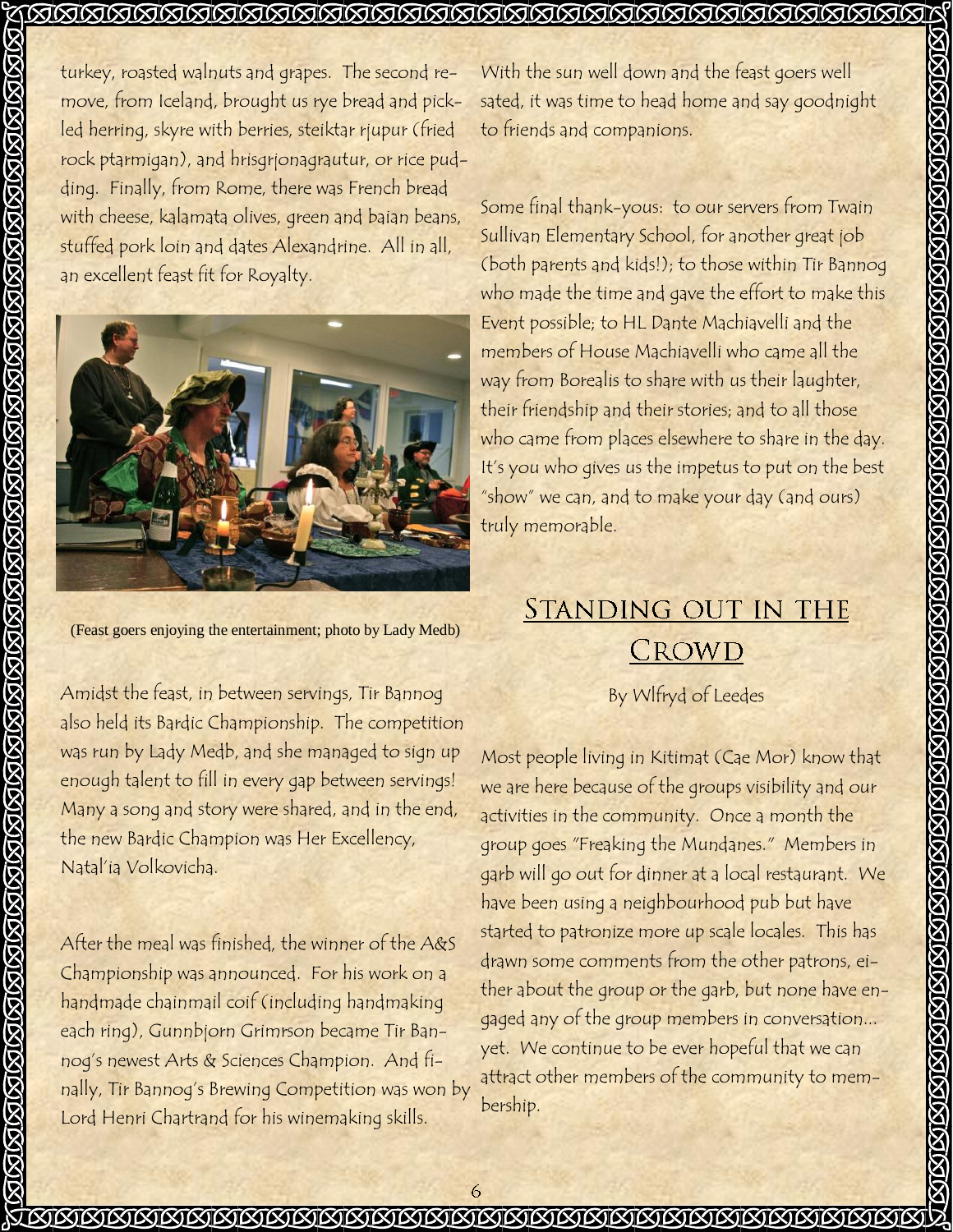turkey, roasted walnuts and grapes. The second remove, from Iceland, brought us rye bread and pickled herring, skyre with berries, steiktar rjupur (fried rock ptarmigan), and hrisgrjonagrautur, or rice pudding. Finally, from Rome, there was French bread with cheese, kalamata olives, green and baian beans, stuffed pork loin and dates Alexandrine. All in all, an excellent feast fit for Royalty.

(Feast goers enjoying the entertainment; photo by Lady Medb)

Amidst the feast, in between servings, Tir Bannog also held its Bardic Championship. The competition was run by Lady Medb, and she managed to sign up enough talent to fill in every gap between servings! Many a song and story were shared, and in the end, the new Bardic Champion was Her Excellency, Natal'ia Volkovicha.

After the meal was finished, the winner of the A&S Championship was announced. For his work on a handmade chainmail coif (including handmaking each ring), Gunnbjorn Grimrson became Tir Bannog's newest Arts & Sciences Champion. And finally, Tir Bannog's Brewing Competition was won by Lord Henri Chartrand for his winemaking skills.

With the sun well down and the feast goers well sated, it was time to head home and say goodnight to friends and companions.

Some final thank-yous: to our servers from Twain Sullivan Elementary School, for another great job (both parents and kids!); to those within Tir Bannog who made the time and gave the effort to make this Event possible; to HL Dante Machiavelli and the members of House Machiavelli who came all the way from Borealis to share with us their laughter, their friendship and their stories; and to all those who came from places elsewhere to share in the day. It's you who gives us the impetus to put on the best "show" we can, and to make your day (and ours) truly memorable.

## Standing out in the Crowd

By Wlfryd of Leedes

Most people living in Kitimat (Cae Mor) know that we are here because of the groups visibility and our activities in the community. Once a month the group goes "Freaking the Mundanes." Members in garb will go out for dinner at a local restaurant. We have been using a neighbourhood pub but have started to patronize more up scale locales. This has drawn some comments from the other patrons, either about the group or the garb, but none have engaged any of the group members in conversation... yet. We continue to be ever hopeful that we can attract other members of the community to membership.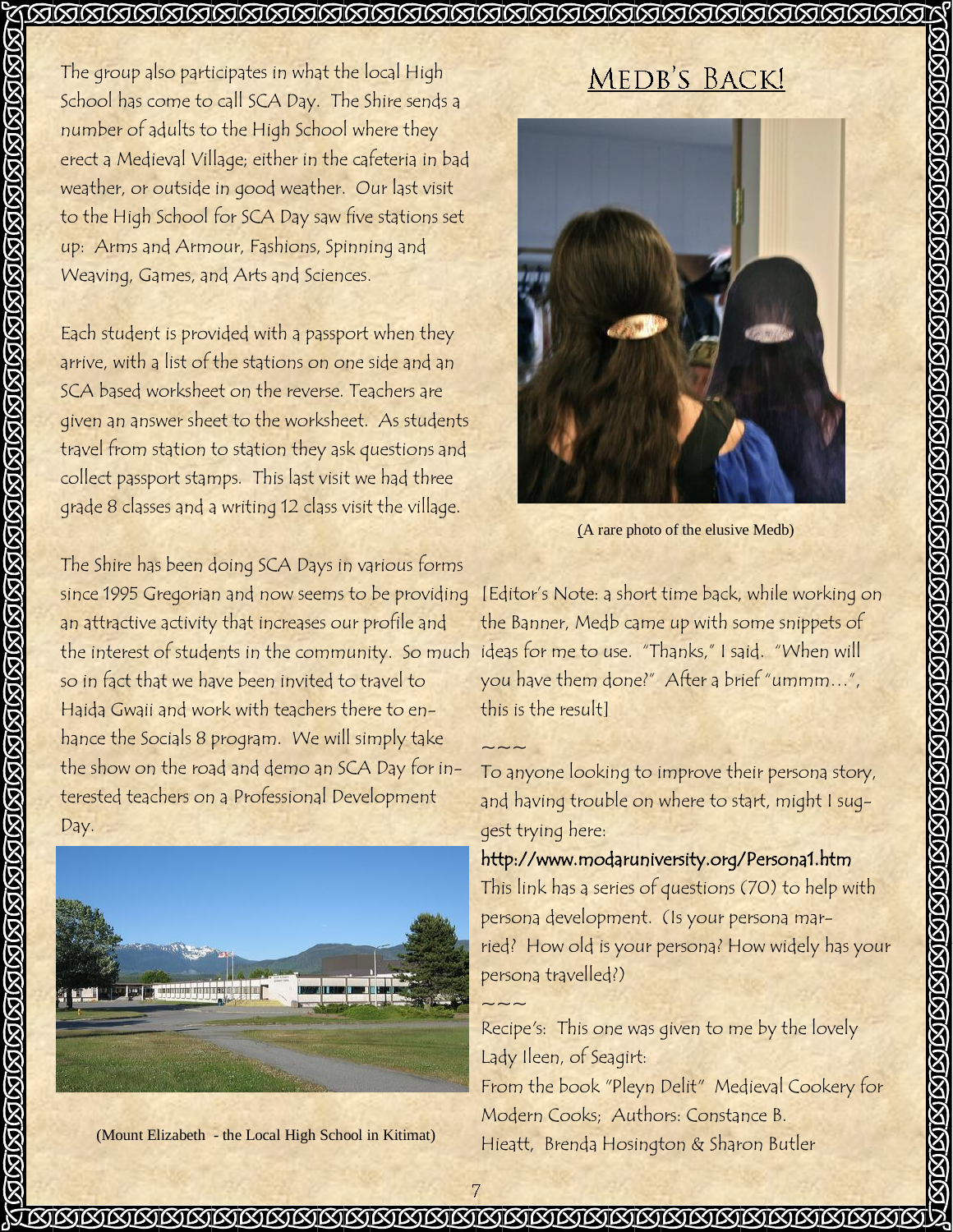The group also participates in what the local High School has come to call SCA Day. The Shire sends a number of adults to the High School where they erect a Medieval Village; either in the cafeteria in bad weather, or outside in good weather. Our last visit to the High School for SCA Day saw five stations set up: Arms and Armour, Fashions, Spinning and Weaving, Games, and Arts and Sciences.

Each student is provided with a passport when they arrive, with a list of the stations on one side and an SCA based worksheet on the reverse. Teachers are given an answer sheet to the worksheet. As students travel from station to station they ask questions and collect passport stamps. This last visit we had three grade 8 classes and a writing 12 class visit the village.

The Shire has been doing SCA Days in various forms since 1995 Gregorian and now seems to be providing an attractive activity that increases our profile and the interest of students in the community. So much so in fact that we have been invited to travel to Haida Gwaii and work with teachers there to enhance the Socials 8 program. We will simply take the show on the road and demo an SCA Day for interested teachers on a Professional Development Day.

(Mount Elizabeth - the Local High School in Kitimat)

## Medb's Back!

(A rare photo of the elusive Medb)

[Editor's Note: a short time back, while working on the Banner, Medb came up with some snippets of ideas for me to use. "Thanks," I said. "When will you have them done?" After a brief "ummm…", this is the result]

~~~

To anyone looking to improve their persona story, and having trouble on where to start, might I suggest trying here:

**http://www.modaruniversity.org/Persona1.htm**

This link has a series of questions (70) to help with persona development. (Is your persona married? How old is your persona? How widely has your persona travelled?)

~~~

Recipe's: This one was given to me by the lovely Lady Ileen, of Seagirt:

From the book "Pleyn Delit" Medieval Cookery for Modern Cooks; Authors: Constance B. Hieatt, Brenda Hosington & Sharon Butler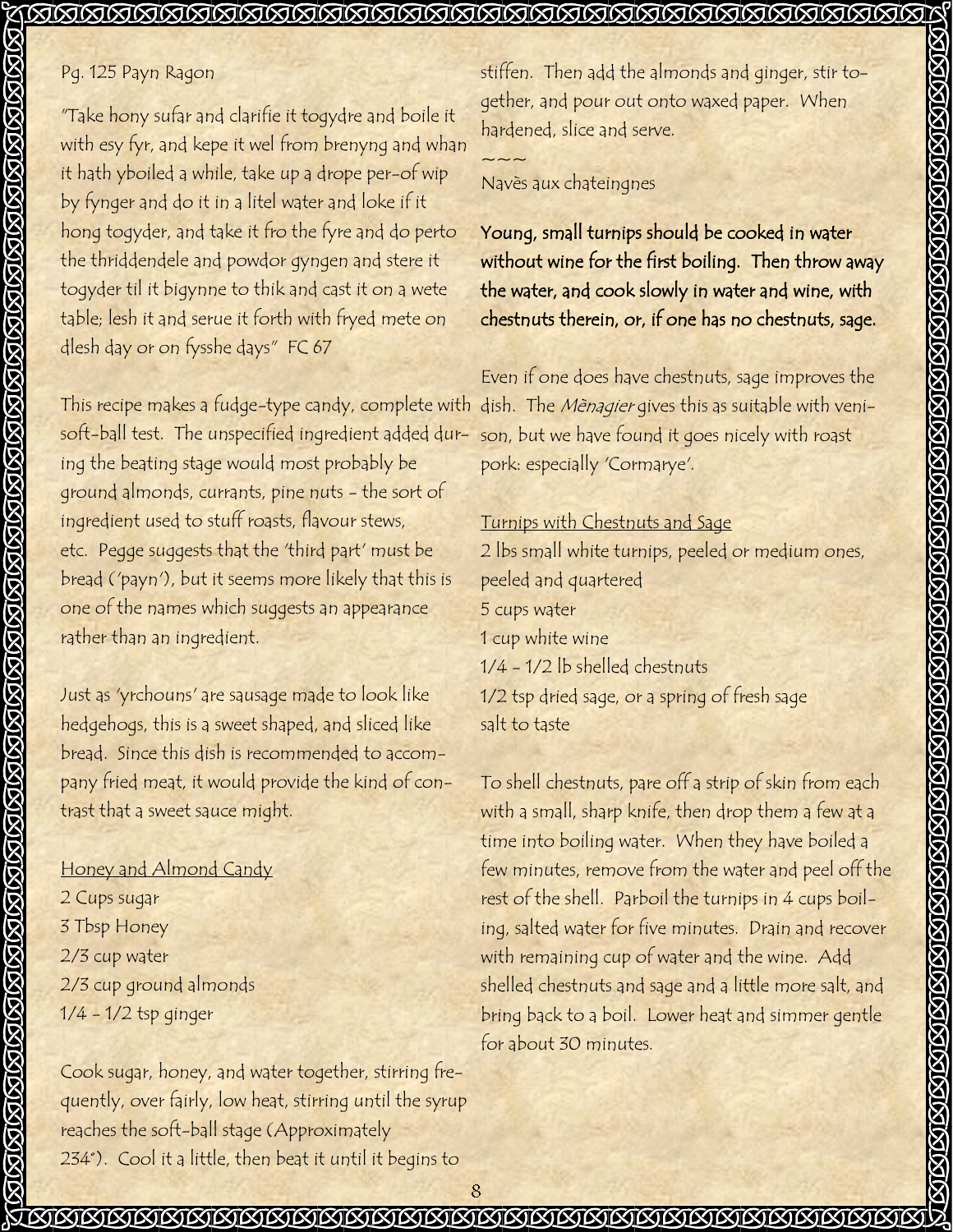Pg. 125 Payn Ragon

"Take hony sufar and clarifie it togydre and boile it with esy fyr, and kepe it wel from brenyng and whan it hath yboiled a while, take up a drope per-of wip by fynger and do it in a litel water and loke if it hong togyder, and take it fro the fyre and do perto the thriddendele and powdor gyngen and stere it togyder til it bigynne to thik and cast it on a wete table; lesh it and serue it forth with fryed mete on dlesh day or on fysshe days" FC 67

This recipe makes a fudge-type candy, complete with soft-ball test. The unspecified ingredient added during the beating stage would most probably be ground almonds, currants, pine nuts - the sort of ingredient used to stuff roasts, flavour stews, etc. Pegge suggests that the 'third part' must be bread ('payn'), but it seems more likely that this is one of the names which suggests an appearance rather than an ingredient.

Just as 'yrchouns' are sausage made to look like hedgehogs, this is a sweet shaped, and sliced like bread. Since this dish is recommended to accompany fried meat, it would provide the kind of contrast that a sweet sauce might.

Honey and Almond Candy

2 Cups sugar
3 Tbsp Honey
2/3 cup water
2/3 cup ground almonds
1/4 - 1/2 tsp ginger

Cook sugar, honey, and water together, stirring frequently, over fairly, low heat, stirring until the syrup reaches the soft-ball stage (Approximately 234°). Cool it a little, then beat it until it begins to stiffen. Then add the almonds and ginger, stir together, and pour out onto waxed paper. When hardened, slice and serve.

~~~

Navès aux chateingnes

**Young, small turnips should be cooked in water without wine for the first boiling. Then throw away the water, and cook slowly in water and wine, with chestnuts therein, or, if one has no chestnuts, sage.**

Even if one does have chestnuts, sage improves the dish. The *Mênagier* gives this as suitable with venison, but we have found it goes nicely with roast pork: especially 'Cormarye'.

Turnips with Chestnuts and Sage

2 lbs small white turnips, peeled or medium ones, peeled and quartered
5 cups water
1 cup white wine
1/4 - 1/2 lb shelled chestnuts
1/2 tsp dried sage, or a spring of fresh sage
salt to taste

To shell chestnuts, pare off a strip of skin from each with a small, sharp knife, then drop them a few at a time into boiling water. When they have boiled a few minutes, remove from the water and peel off the rest of the shell. Parboil the turnips in 4 cups boiling, salted water for five minutes. Drain and recover with remaining cup of water and the wine. Add shelled chestnuts and sage and a little more salt, and bring back to a boil. Lower heat and simmer gentle for about 30 minutes.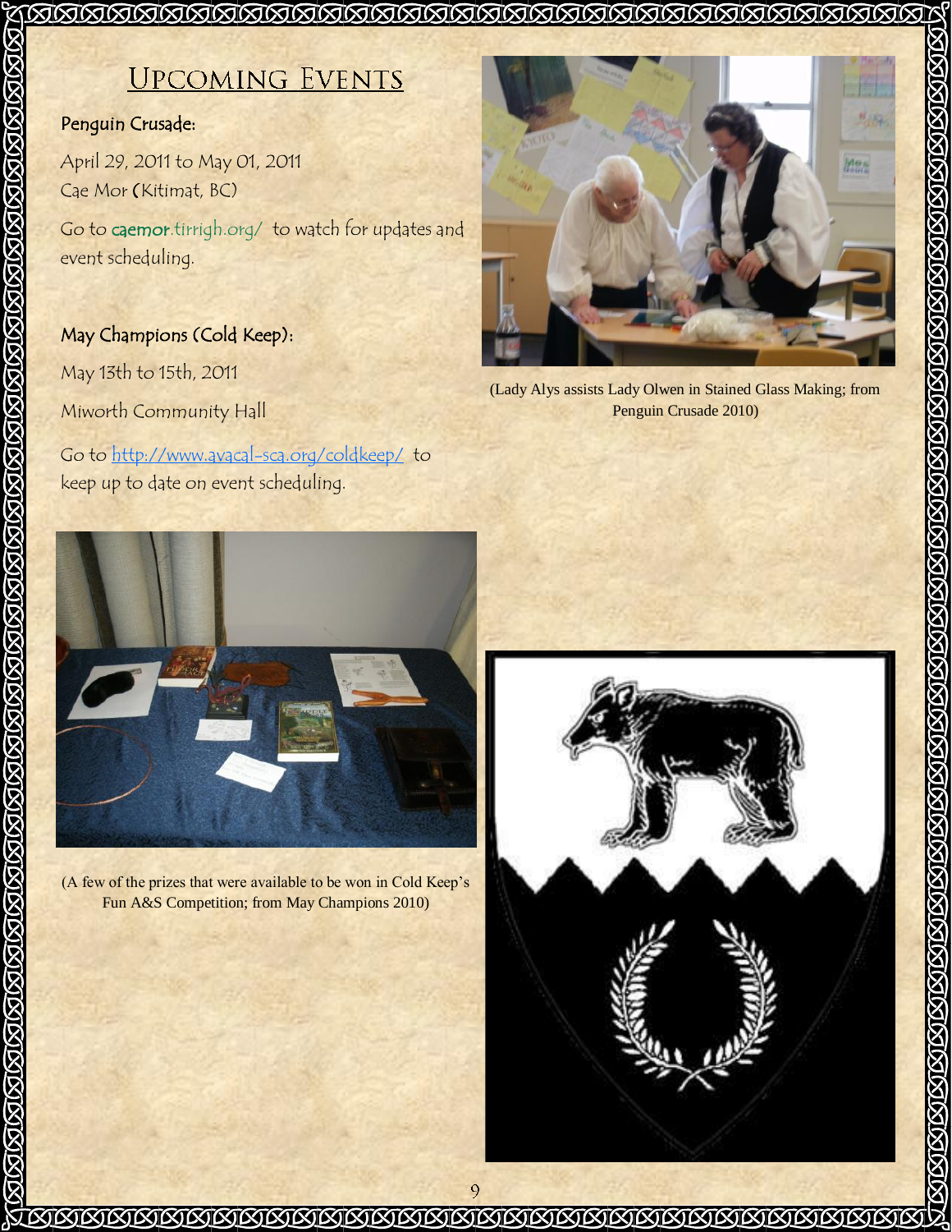## Upcoming Events

**Penguin Crusade:**

April 29, 2011 to May 01, 2011
Cae Mor (Kitimat, BC)

Go to caemor.tirrigh.org/ to watch for updates and event scheduling.

**May Champions (Cold Keep):**

May 13th to 15th, 2011

Miworth Community Hall

Go to http://www.avacal-sca.org/coldkeep/ to keep up to date on event scheduling.

(Lady Alys assists Lady Olwen in Stained Glass Making; from Penguin Crusade 2010)

(A few of the prizes that were available to be won in Cold Keep's Fun A&S Competition; from May Champions 2010)